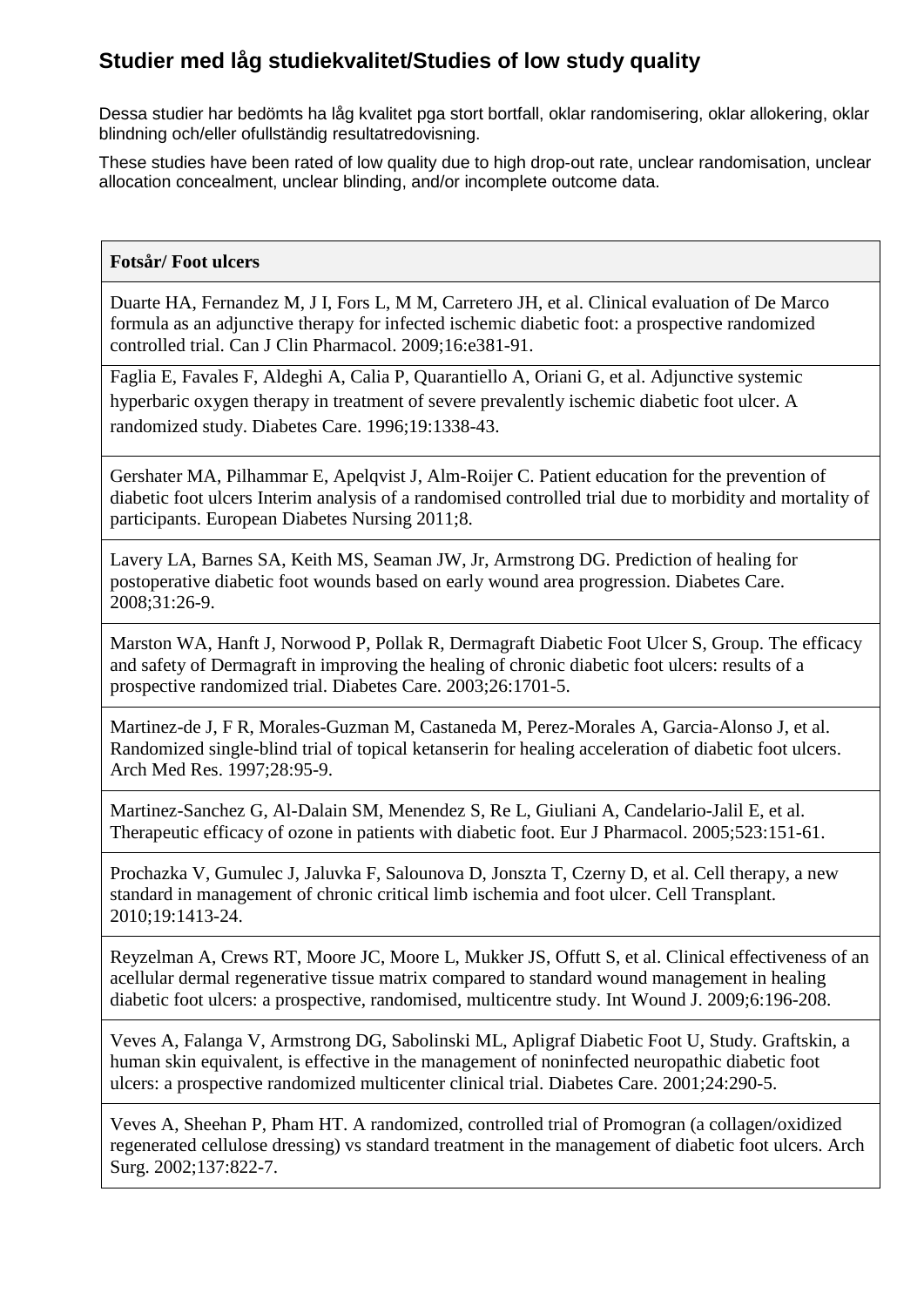## Studier med låg studiekvalitet/Studies of low study quality

Dessa studier har bedömts ha låg kvalitet pga stort bortfall, oklar randomisering, oklar allokering, oklar blindning och/eller ofullständig resultatredovisning.

These studies have been rated of low quality due to high drop-out rate, unclear randomisation, unclear allocation concealment, unclear blinding, and/or incomplete outcome data.

| **Fotsår/ Foot ulcers** |
|---|
| Duarte HA, Fernandez M, J I, Fors L, M M, Carretero JH, et al. Clinical evaluation of De Marco formula as an adjunctive therapy for infected ischemic diabetic foot: a prospective randomized controlled trial. Can J Clin Pharmacol. 2009;16:e381-91. |
| Faglia E, Favales F, Aldeghi A, Calia P, Quarantiello A, Oriani G, et al. Adjunctive systemic hyperbaric oxygen therapy in treatment of severe prevalently ischemic diabetic foot ulcer. A randomized study. Diabetes Care. 1996;19:1338-43. |
| Gershater MA, Pilhammar E, Apelqvist J, Alm-Roijer C. Patient education for the prevention of diabetic foot ulcers Interim analysis of a randomised controlled trial due to morbidity and mortality of participants. European Diabetes Nursing 2011;8. |
| Lavery LA, Barnes SA, Keith MS, Seaman JW, Jr, Armstrong DG. Prediction of healing for postoperative diabetic foot wounds based on early wound area progression. Diabetes Care. 2008;31:26-9. |
| Marston WA, Hanft J, Norwood P, Pollak R, Dermagraft Diabetic Foot Ulcer S, Group. The efficacy and safety of Dermagraft in improving the healing of chronic diabetic foot ulcers: results of a prospective randomized trial. Diabetes Care. 2003;26:1701-5. |
| Martinez-de J, F R, Morales-Guzman M, Castaneda M, Perez-Morales A, Garcia-Alonso J, et al. Randomized single-blind trial of topical ketanserin for healing acceleration of diabetic foot ulcers. Arch Med Res. 1997;28:95-9. |
| Martinez-Sanchez G, Al-Dalain SM, Menendez S, Re L, Giuliani A, Candelario-Jalil E, et al. Therapeutic efficacy of ozone in patients with diabetic foot. Eur J Pharmacol. 2005;523:151-61. |
| Prochazka V, Gumulec J, Jaluvka F, Salounova D, Jonszta T, Czerny D, et al. Cell therapy, a new standard in management of chronic critical limb ischemia and foot ulcer. Cell Transplant. 2010;19:1413-24. |
| Reyzelman A, Crews RT, Moore JC, Moore L, Mukker JS, Offutt S, et al. Clinical effectiveness of an acellular dermal regenerative tissue matrix compared to standard wound management in healing diabetic foot ulcers: a prospective, randomised, multicentre study. Int Wound J. 2009;6:196-208. |
| Veves A, Falanga V, Armstrong DG, Sabolinski ML, Apligraf Diabetic Foot U, Study. Graftskin, a human skin equivalent, is effective in the management of noninfected neuropathic diabetic foot ulcers: a prospective randomized multicenter clinical trial. Diabetes Care. 2001;24:290-5. |
| Veves A, Sheehan P, Pham HT. A randomized, controlled trial of Promogran (a collagen/oxidized regenerated cellulose dressing) vs standard treatment in the management of diabetic foot ulcers. Arch Surg. 2002;137:822-7. |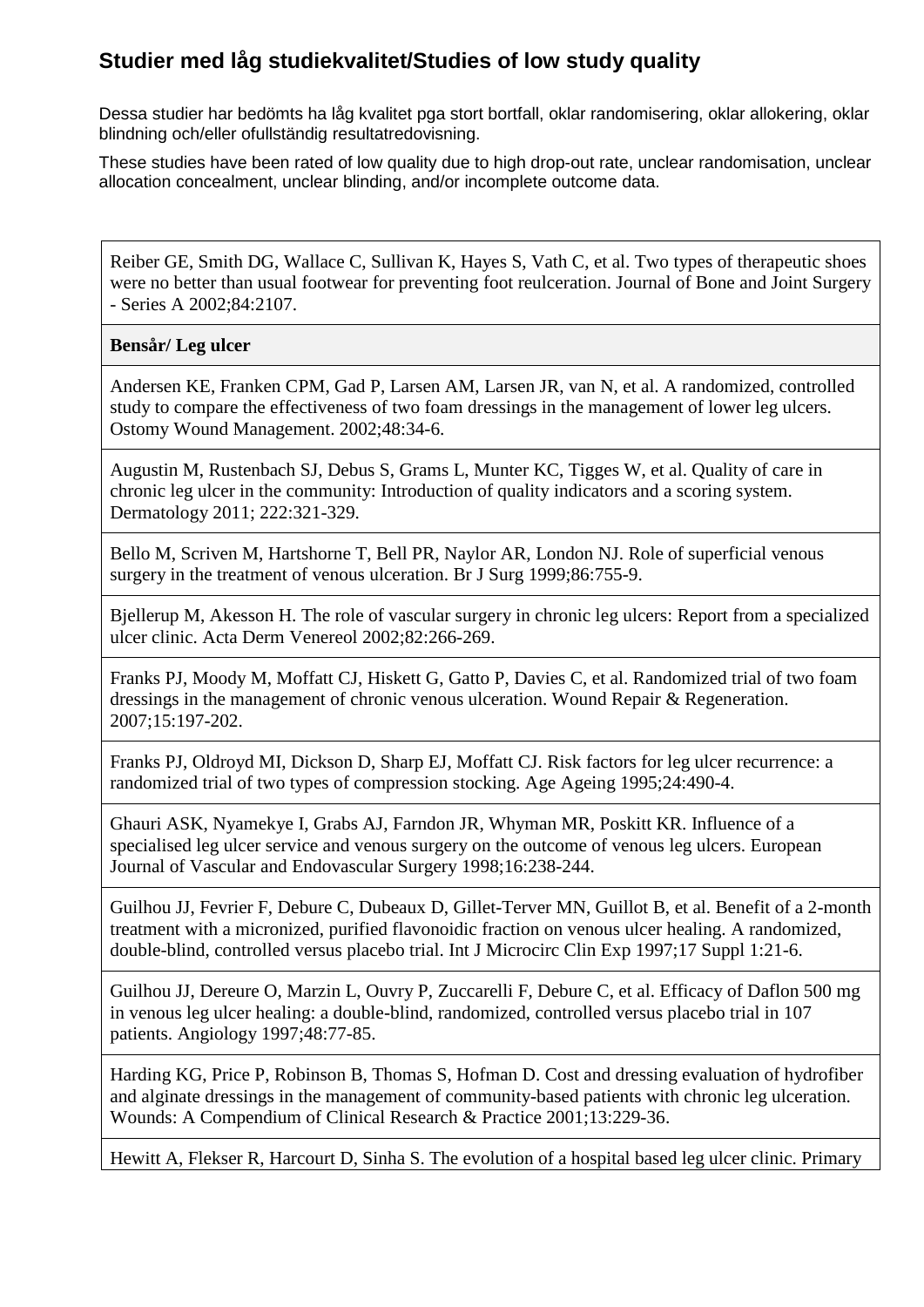## Studier med låg studiekvalitet/Studies of low study quality

Dessa studier har bedömts ha låg kvalitet pga stort bortfall, oklar randomisering, oklar allokering, oklar blindning och/eller ofullständig resultatredovisning.

These studies have been rated of low quality due to high drop-out rate, unclear randomisation, unclear allocation concealment, unclear blinding, and/or incomplete outcome data.

| |
|---|
| Reiber GE, Smith DG, Wallace C, Sullivan K, Hayes S, Vath C, et al. Two types of therapeutic shoes were no better than usual footwear for preventing foot reulceration. Journal of Bone and Joint Surgery - Series A 2002;84:2107. |
| **Bensår/ Leg ulcer** |
| Andersen KE, Franken CPM, Gad P, Larsen AM, Larsen JR, van N, et al. A randomized, controlled study to compare the effectiveness of two foam dressings in the management of lower leg ulcers. Ostomy Wound Management. 2002;48:34-6. |
| Augustin M, Rustenbach SJ, Debus S, Grams L, Munter KC, Tigges W, et al. Quality of care in chronic leg ulcer in the community: Introduction of quality indicators and a scoring system. Dermatology 2011; 222:321-329. |
| Bello M, Scriven M, Hartshorne T, Bell PR, Naylor AR, London NJ. Role of superficial venous surgery in the treatment of venous ulceration. Br J Surg 1999;86:755-9. |
| Bjellerup M, Akesson H. The role of vascular surgery in chronic leg ulcers: Report from a specialized ulcer clinic. Acta Derm Venereol 2002;82:266-269. |
| Franks PJ, Moody M, Moffatt CJ, Hiskett G, Gatto P, Davies C, et al. Randomized trial of two foam dressings in the management of chronic venous ulceration. Wound Repair & Regeneration. 2007;15:197-202. |
| Franks PJ, Oldroyd MI, Dickson D, Sharp EJ, Moffatt CJ. Risk factors for leg ulcer recurrence: a randomized trial of two types of compression stocking. Age Ageing 1995;24:490-4. |
| Ghauri ASK, Nyamekye I, Grabs AJ, Farndon JR, Whyman MR, Poskitt KR. Influence of a specialised leg ulcer service and venous surgery on the outcome of venous leg ulcers. European Journal of Vascular and Endovascular Surgery 1998;16:238-244. |
| Guilhou JJ, Fevrier F, Debure C, Dubeaux D, Gillet-Terver MN, Guillot B, et al. Benefit of a 2-month treatment with a micronized, purified flavonoidic fraction on venous ulcer healing. A randomized, double-blind, controlled versus placebo trial. Int J Microcirc Clin Exp 1997;17 Suppl 1:21-6. |
| Guilhou JJ, Dereure O, Marzin L, Ouvry P, Zuccarelli F, Debure C, et al. Efficacy of Daflon 500 mg in venous leg ulcer healing: a double-blind, randomized, controlled versus placebo trial in 107 patients. Angiology 1997;48:77-85. |
| Harding KG, Price P, Robinson B, Thomas S, Hofman D. Cost and dressing evaluation of hydrofiber and alginate dressings in the management of community-based patients with chronic leg ulceration. Wounds: A Compendium of Clinical Research & Practice 2001;13:229-36. |
| Hewitt A, Flekser R, Harcourt D, Sinha S. The evolution of a hospital based leg ulcer clinic. Primary |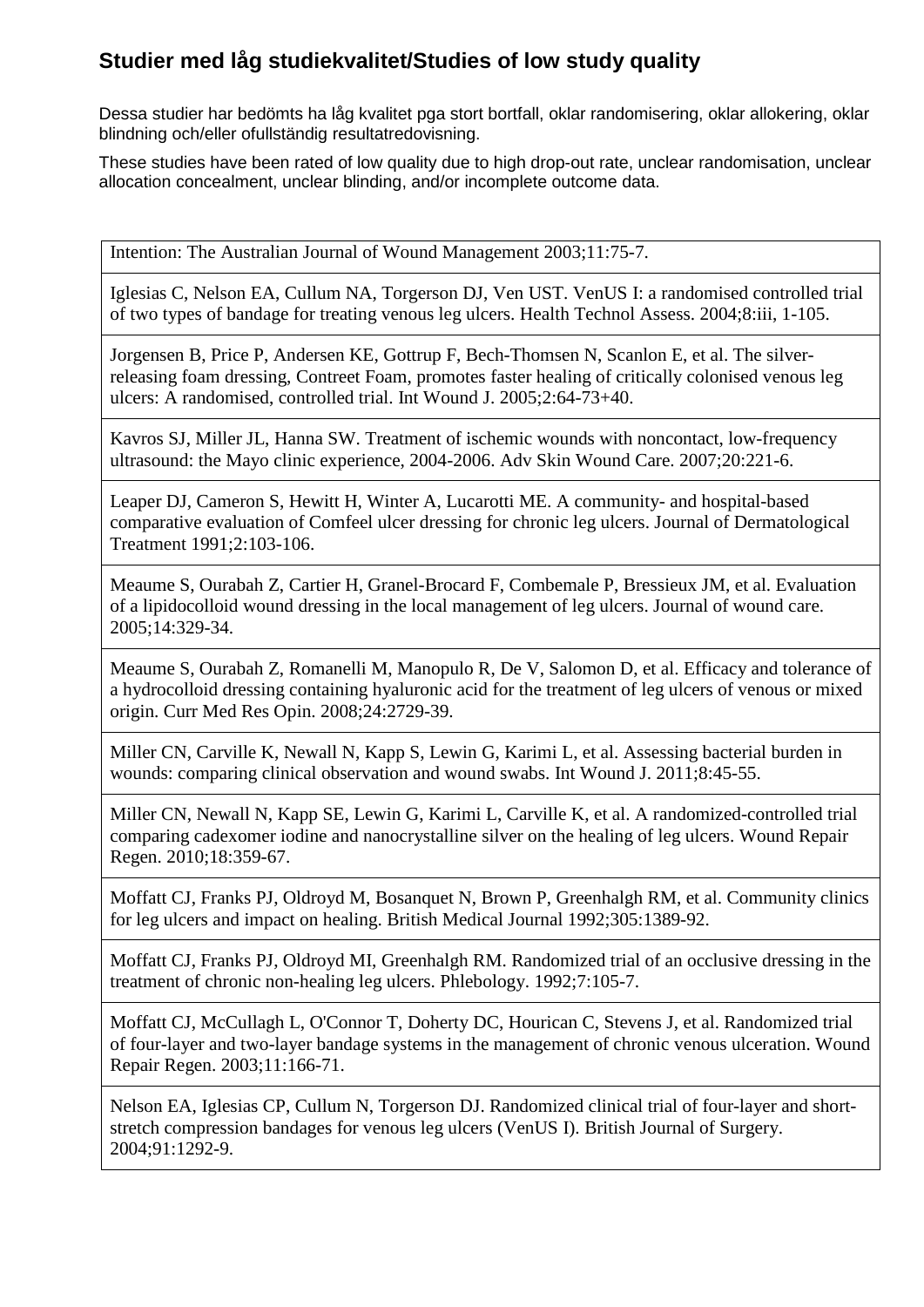## Studier med låg studiekvalitet/Studies of low study quality

Dessa studier har bedömts ha låg kvalitet pga stort bortfall, oklar randomisering, oklar allokering, oklar blindning och/eller ofullständig resultatredovisning.

These studies have been rated of low quality due to high drop-out rate, unclear randomisation, unclear allocation concealment, unclear blinding, and/or incomplete outcome data.

| |
|---|
| Intention: The Australian Journal of Wound Management 2003;11:75-7. |
| Iglesias C, Nelson EA, Cullum NA, Torgerson DJ, Ven UST. VenUS I: a randomised controlled trial of two types of bandage for treating venous leg ulcers. Health Technol Assess. 2004;8:iii, 1-105. |
| Jorgensen B, Price P, Andersen KE, Gottrup F, Bech-Thomsen N, Scanlon E, et al. The silver-releasing foam dressing, Contreet Foam, promotes faster healing of critically colonised venous leg ulcers: A randomised, controlled trial. Int Wound J. 2005;2:64-73+40. |
| Kavros SJ, Miller JL, Hanna SW. Treatment of ischemic wounds with noncontact, low-frequency ultrasound: the Mayo clinic experience, 2004-2006. Adv Skin Wound Care. 2007;20:221-6. |
| Leaper DJ, Cameron S, Hewitt H, Winter A, Lucarotti ME. A community- and hospital-based comparative evaluation of Comfeel ulcer dressing for chronic leg ulcers. Journal of Dermatological Treatment 1991;2:103-106. |
| Meaume S, Ourabah Z, Cartier H, Granel-Brocard F, Combemale P, Bressieux JM, et al. Evaluation of a lipidocolloid wound dressing in the local management of leg ulcers. Journal of wound care. 2005;14:329-34. |
| Meaume S, Ourabah Z, Romanelli M, Manopulo R, De V, Salomon D, et al. Efficacy and tolerance of a hydrocolloid dressing containing hyaluronic acid for the treatment of leg ulcers of venous or mixed origin. Curr Med Res Opin. 2008;24:2729-39. |
| Miller CN, Carville K, Newall N, Kapp S, Lewin G, Karimi L, et al. Assessing bacterial burden in wounds: comparing clinical observation and wound swabs. Int Wound J. 2011;8:45-55. |
| Miller CN, Newall N, Kapp SE, Lewin G, Karimi L, Carville K, et al. A randomized-controlled trial comparing cadexomer iodine and nanocrystalline silver on the healing of leg ulcers. Wound Repair Regen. 2010;18:359-67. |
| Moffatt CJ, Franks PJ, Oldroyd M, Bosanquet N, Brown P, Greenhalgh RM, et al. Community clinics for leg ulcers and impact on healing. British Medical Journal 1992;305:1389-92. |
| Moffatt CJ, Franks PJ, Oldroyd MI, Greenhalgh RM. Randomized trial of an occlusive dressing in the treatment of chronic non-healing leg ulcers. Phlebology. 1992;7:105-7. |
| Moffatt CJ, McCullagh L, O'Connor T, Doherty DC, Hourican C, Stevens J, et al. Randomized trial of four-layer and two-layer bandage systems in the management of chronic venous ulceration. Wound Repair Regen. 2003;11:166-71. |
| Nelson EA, Iglesias CP, Cullum N, Torgerson DJ. Randomized clinical trial of four-layer and short-stretch compression bandages for venous leg ulcers (VenUS I). British Journal of Surgery. 2004;91:1292-9. |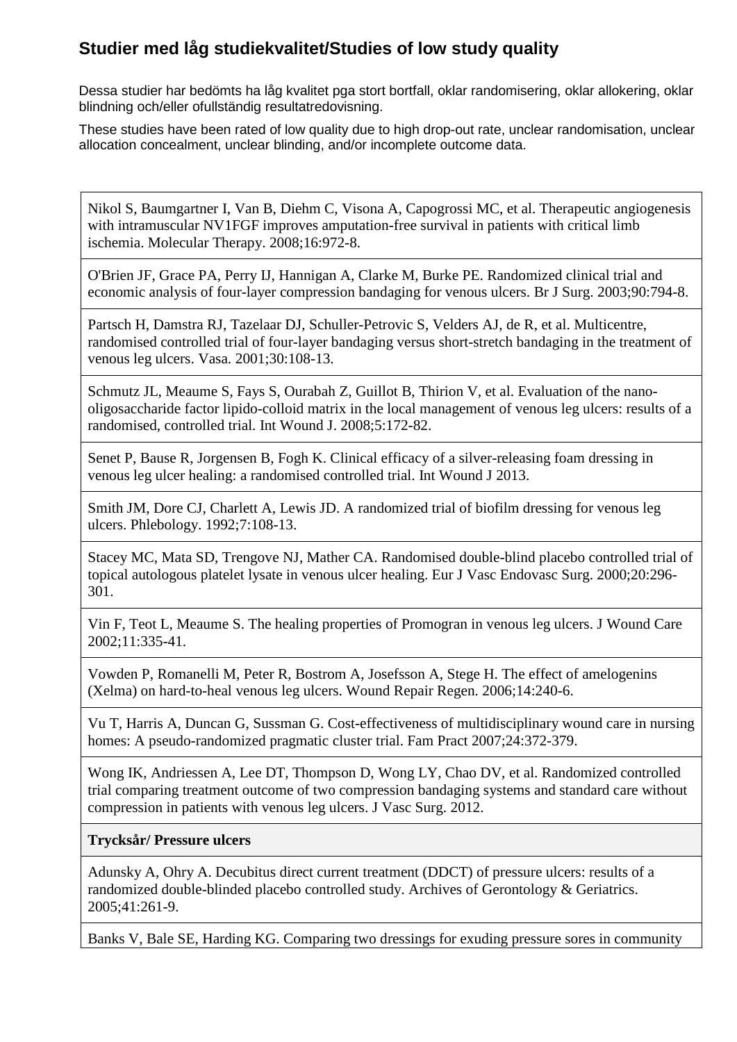## Studier med låg studiekvalitet/Studies of low study quality

Dessa studier har bedömts ha låg kvalitet pga stort bortfall, oklar randomisering, oklar allokering, oklar blindning och/eller ofullständig resultatredovisning.

These studies have been rated of low quality due to high drop-out rate, unclear randomisation, unclear allocation concealment, unclear blinding, and/or incomplete outcome data.

| |
|---|
| Nikol S, Baumgartner I, Van B, Diehm C, Visona A, Capogrossi MC, et al. Therapeutic angiogenesis with intramuscular NV1FGF improves amputation-free survival in patients with critical limb ischemia. Molecular Therapy. 2008;16:972-8. |
| O'Brien JF, Grace PA, Perry IJ, Hannigan A, Clarke M, Burke PE. Randomized clinical trial and economic analysis of four-layer compression bandaging for venous ulcers. Br J Surg. 2003;90:794-8. |
| Partsch H, Damstra RJ, Tazelaar DJ, Schuller-Petrovic S, Velders AJ, de R, et al. Multicentre, randomised controlled trial of four-layer bandaging versus short-stretch bandaging in the treatment of venous leg ulcers. Vasa. 2001;30:108-13. |
| Schmutz JL, Meaume S, Fays S, Ourabah Z, Guillot B, Thirion V, et al. Evaluation of the nano-oligosaccharide factor lipido-colloid matrix in the local management of venous leg ulcers: results of a randomised, controlled trial. Int Wound J. 2008;5:172-82. |
| Senet P, Bause R, Jorgensen B, Fogh K. Clinical efficacy of a silver-releasing foam dressing in venous leg ulcer healing: a randomised controlled trial. Int Wound J 2013. |
| Smith JM, Dore CJ, Charlett A, Lewis JD. A randomized trial of biofilm dressing for venous leg ulcers. Phlebology. 1992;7:108-13. |
| Stacey MC, Mata SD, Trengove NJ, Mather CA. Randomised double-blind placebo controlled trial of topical autologous platelet lysate in venous ulcer healing. Eur J Vasc Endovasc Surg. 2000;20:296-301. |
| Vin F, Teot L, Meaume S. The healing properties of Promogran in venous leg ulcers. J Wound Care 2002;11:335-41. |
| Vowden P, Romanelli M, Peter R, Bostrom A, Josefsson A, Stege H. The effect of amelogenins (Xelma) on hard-to-heal venous leg ulcers. Wound Repair Regen. 2006;14:240-6. |
| Vu T, Harris A, Duncan G, Sussman G. Cost-effectiveness of multidisciplinary wound care in nursing homes: A pseudo-randomized pragmatic cluster trial. Fam Pract 2007;24:372-379. |
| Wong IK, Andriessen A, Lee DT, Thompson D, Wong LY, Chao DV, et al. Randomized controlled trial comparing treatment outcome of two compression bandaging systems and standard care without compression in patients with venous leg ulcers. J Vasc Surg. 2012. |
| **Trycksår/ Pressure ulcers** |
| Adunsky A, Ohry A. Decubitus direct current treatment (DDCT) of pressure ulcers: results of a randomized double-blinded placebo controlled study. Archives of Gerontology & Geriatrics. 2005;41:261-9. |
| Banks V, Bale SE, Harding KG. Comparing two dressings for exuding pressure sores in community |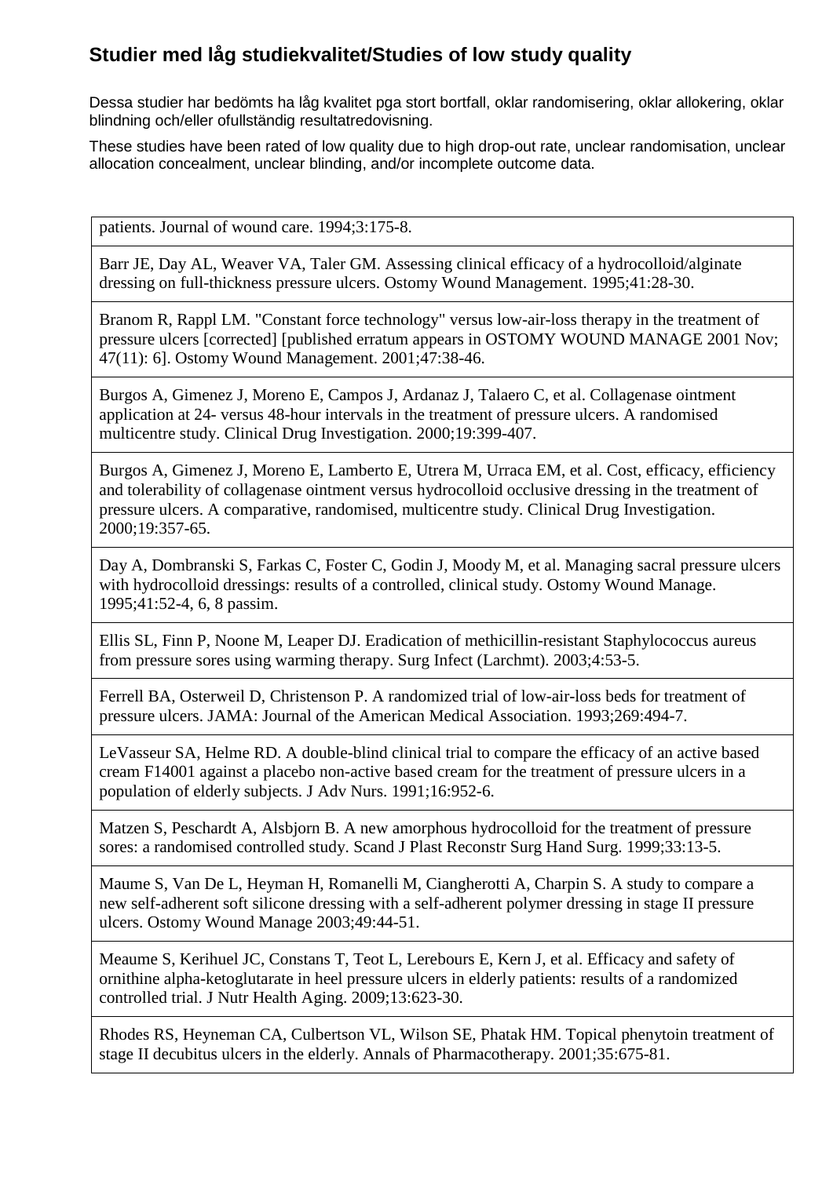## Studier med låg studiekvalitet/Studies of low study quality

Dessa studier har bedömts ha låg kvalitet pga stort bortfall, oklar randomisering, oklar allokering, oklar blindning och/eller ofullständig resultatredovisning.

These studies have been rated of low quality due to high drop-out rate, unclear randomisation, unclear allocation concealment, unclear blinding, and/or incomplete outcome data.

| |
|---|
| patients. Journal of wound care. 1994;3:175-8. |
| Barr JE, Day AL, Weaver VA, Taler GM. Assessing clinical efficacy of a hydrocolloid/alginate dressing on full-thickness pressure ulcers. Ostomy Wound Management. 1995;41:28-30. |
| Branom R, Rappl LM. "Constant force technology" versus low-air-loss therapy in the treatment of pressure ulcers [corrected] [published erratum appears in OSTOMY WOUND MANAGE 2001 Nov; 47(11): 6]. Ostomy Wound Management. 2001;47:38-46. |
| Burgos A, Gimenez J, Moreno E, Campos J, Ardanaz J, Talaero C, et al. Collagenase ointment application at 24- versus 48-hour intervals in the treatment of pressure ulcers. A randomised multicentre study. Clinical Drug Investigation. 2000;19:399-407. |
| Burgos A, Gimenez J, Moreno E, Lamberto E, Utrera M, Urraca EM, et al. Cost, efficacy, efficiency and tolerability of collagenase ointment versus hydrocolloid occlusive dressing in the treatment of pressure ulcers. A comparative, randomised, multicentre study. Clinical Drug Investigation. 2000;19:357-65. |
| Day A, Dombranski S, Farkas C, Foster C, Godin J, Moody M, et al. Managing sacral pressure ulcers with hydrocolloid dressings: results of a controlled, clinical study. Ostomy Wound Manage. 1995;41:52-4, 6, 8 passim. |
| Ellis SL, Finn P, Noone M, Leaper DJ. Eradication of methicillin-resistant Staphylococcus aureus from pressure sores using warming therapy. Surg Infect (Larchmt). 2003;4:53-5. |
| Ferrell BA, Osterweil D, Christenson P. A randomized trial of low-air-loss beds for treatment of pressure ulcers. JAMA: Journal of the American Medical Association. 1993;269:494-7. |
| LeVasseur SA, Helme RD. A double-blind clinical trial to compare the efficacy of an active based cream F14001 against a placebo non-active based cream for the treatment of pressure ulcers in a population of elderly subjects. J Adv Nurs. 1991;16:952-6. |
| Matzen S, Peschardt A, Alsbjorn B. A new amorphous hydrocolloid for the treatment of pressure sores: a randomised controlled study. Scand J Plast Reconstr Surg Hand Surg. 1999;33:13-5. |
| Maume S, Van De L, Heyman H, Romanelli M, Ciangherotti A, Charpin S. A study to compare a new self-adherent soft silicone dressing with a self-adherent polymer dressing in stage II pressure ulcers. Ostomy Wound Manage 2003;49:44-51. |
| Meaume S, Kerihuel JC, Constans T, Teot L, Lerebours E, Kern J, et al. Efficacy and safety of ornithine alpha-ketoglutarate in heel pressure ulcers in elderly patients: results of a randomized controlled trial. J Nutr Health Aging. 2009;13:623-30. |
| Rhodes RS, Heyneman CA, Culbertson VL, Wilson SE, Phatak HM. Topical phenytoin treatment of stage II decubitus ulcers in the elderly. Annals of Pharmacotherapy. 2001;35:675-81. |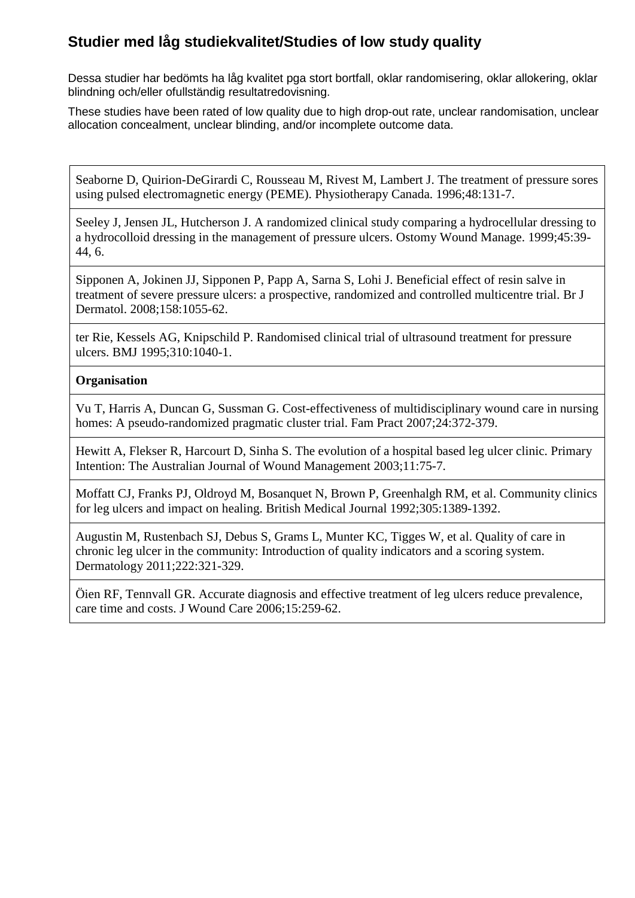## Studier med låg studiekvalitet/Studies of low study quality

Dessa studier har bedömts ha låg kvalitet pga stort bortfall, oklar randomisering, oklar allokering, oklar blindning och/eller ofullständig resultatredovisning.

These studies have been rated of low quality due to high drop-out rate, unclear randomisation, unclear allocation concealment, unclear blinding, and/or incomplete outcome data.

| |
|---|
| Seaborne D, Quirion-DeGirardi C, Rousseau M, Rivest M, Lambert J. The treatment of pressure sores using pulsed electromagnetic energy (PEME). Physiotherapy Canada. 1996;48:131-7. |
| Seeley J, Jensen JL, Hutcherson J. A randomized clinical study comparing a hydrocellular dressing to a hydrocolloid dressing in the management of pressure ulcers. Ostomy Wound Manage. 1999;45:39-44, 6. |
| Sipponen A, Jokinen JJ, Sipponen P, Papp A, Sarna S, Lohi J. Beneficial effect of resin salve in treatment of severe pressure ulcers: a prospective, randomized and controlled multicentre trial. Br J Dermatol. 2008;158:1055-62. |
| ter Rie, Kessels AG, Knipschild P. Randomised clinical trial of ultrasound treatment for pressure ulcers. BMJ 1995;310:1040-1. |
| **Organisation** |
| Vu T, Harris A, Duncan G, Sussman G. Cost-effectiveness of multidisciplinary wound care in nursing homes: A pseudo-randomized pragmatic cluster trial. Fam Pract 2007;24:372-379. |
| Hewitt A, Flekser R, Harcourt D, Sinha S. The evolution of a hospital based leg ulcer clinic. Primary Intention: The Australian Journal of Wound Management 2003;11:75-7. |
| Moffatt CJ, Franks PJ, Oldroyd M, Bosanquet N, Brown P, Greenhalgh RM, et al. Community clinics for leg ulcers and impact on healing. British Medical Journal 1992;305:1389-1392. |
| Augustin M, Rustenbach SJ, Debus S, Grams L, Munter KC, Tigges W, et al. Quality of care in chronic leg ulcer in the community: Introduction of quality indicators and a scoring system. Dermatology 2011;222:321-329. |
| Öien RF, Tennvall GR. Accurate diagnosis and effective treatment of leg ulcers reduce prevalence, care time and costs. J Wound Care 2006;15:259-62. |